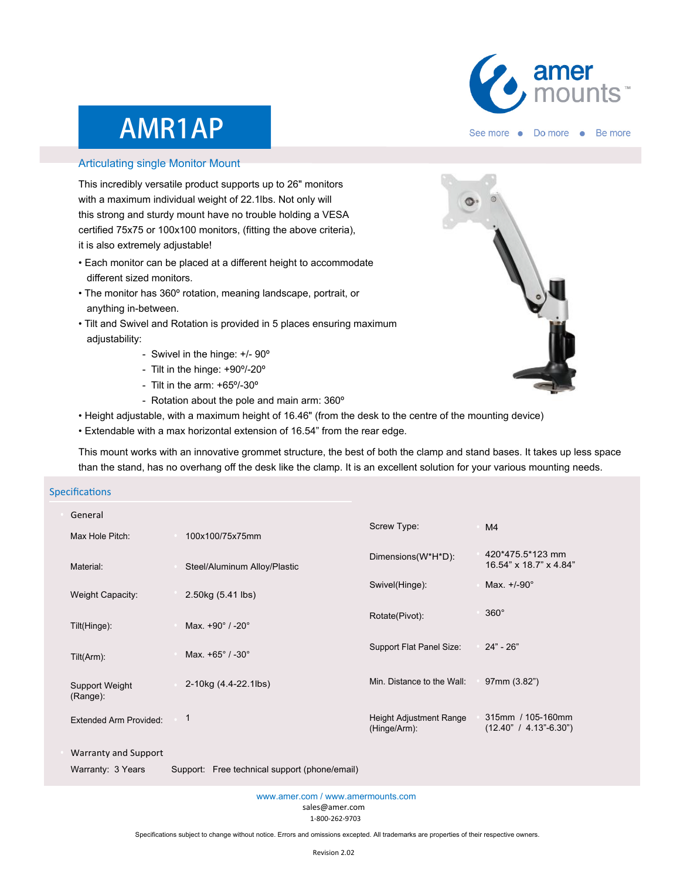amer mounts™

See more • Do more • Be more

# AMR1AP

## Articulating single Monitor Mount

This incredibly versatile product supports up to 26" monitors with a maximum individual weight of 22.1lbs. Not only will this strong and sturdy mount have no trouble holding a VESA certified 75x75 or 100x100 monitors, (fitting the above criteria), it is also extremely adjustable!

- Each monitor can be placed at a different height to accommodate different sized monitors.
- The monitor has 360º rotation, meaning landscape, portrait, or anything in-between.
- Tilt and Swivel and Rotation is provided in 5 places ensuring maximum adjustability:
  - Swivel in the hinge: +/- 90º
  - Tilt in the hinge: +90º/-20º
  - Tilt in the arm: +65º/-30º
  - Rotation about the pole and main arm: 360º
- Height adjustable, with a maximum height of 16.46" (from the desk to the centre of the mounting device)
- Extendable with a max horizontal extension of 16.54" from the rear edge.

This mount works with an innovative grommet structure, the best of both the clamp and stand bases. It takes up less space than the stand, has no overhang off the desk like the clamp. It is an excellent solution for your various mounting needs.

## Specifications

### General

| | | | |
|---|---|---|---|
| Max Hole Pitch: | 100x100/75x75mm | Screw Type: | M4 |
| Material: | Steel/Aluminum Alloy/Plastic | Dimensions(W*H*D): | 420*475.5*123 mm<br>16.54" x 18.7" x 4.84" |
| Weight Capacity: | 2.50kg (5.41 lbs) | Swivel(Hinge): | Max. +/-90° |
| Tilt(Hinge): | Max. +90° / -20° | Rotate(Pivot): | 360° |
| Tilt(Arm): | Max. +65° / -30° | Support Flat Panel Size: | 24" - 26" |
| Support Weight (Range): | 2-10kg (4.4-22.1lbs) | Min. Distance to the Wall: | 97mm (3.82") |
| Extended Arm Provided: | 1 | Height Adjustment Range (Hinge/Arm): | 315mm / 105-160mm<br>(12.40" / 4.13"-6.30") |

### Warranty and Support

Warranty: 3 Years    Support: Free technical support (phone/email)

www.amer.com / www.amermounts.com
sales@amer.com
1-800-262-9703

Specifications subject to change without notice. Errors and omissions excepted. All trademarks are properties of their respective owners.

Revision 2.02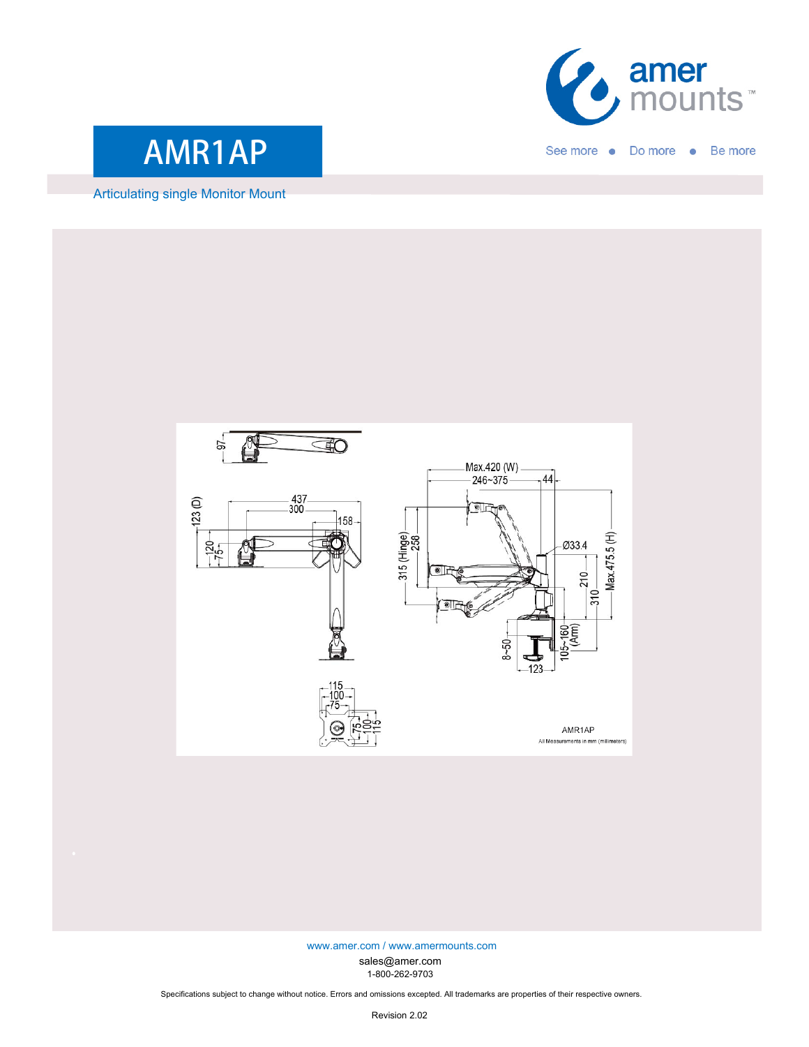# AMR1AP

amer mounts™

See more • Do more • Be more

Articulating single Monitor Mount

97

437
300
158
123 (D)
120
75

Max.420 (W)
246~375
44
Ø33.4
315 (Hinge)
258
210
310
Max.475.5 (H)
8~50
105~160 (Arm)
123

115
100
75
75
100
115

AMR1AP
All Measurements in mm (millimeters)

www.amer.com / www.amermounts.com
sales@amer.com
1-800-262-9703

Specifications subject to change without notice. Errors and omissions excepted. All trademarks are properties of their respective owners.

Revision 2.02